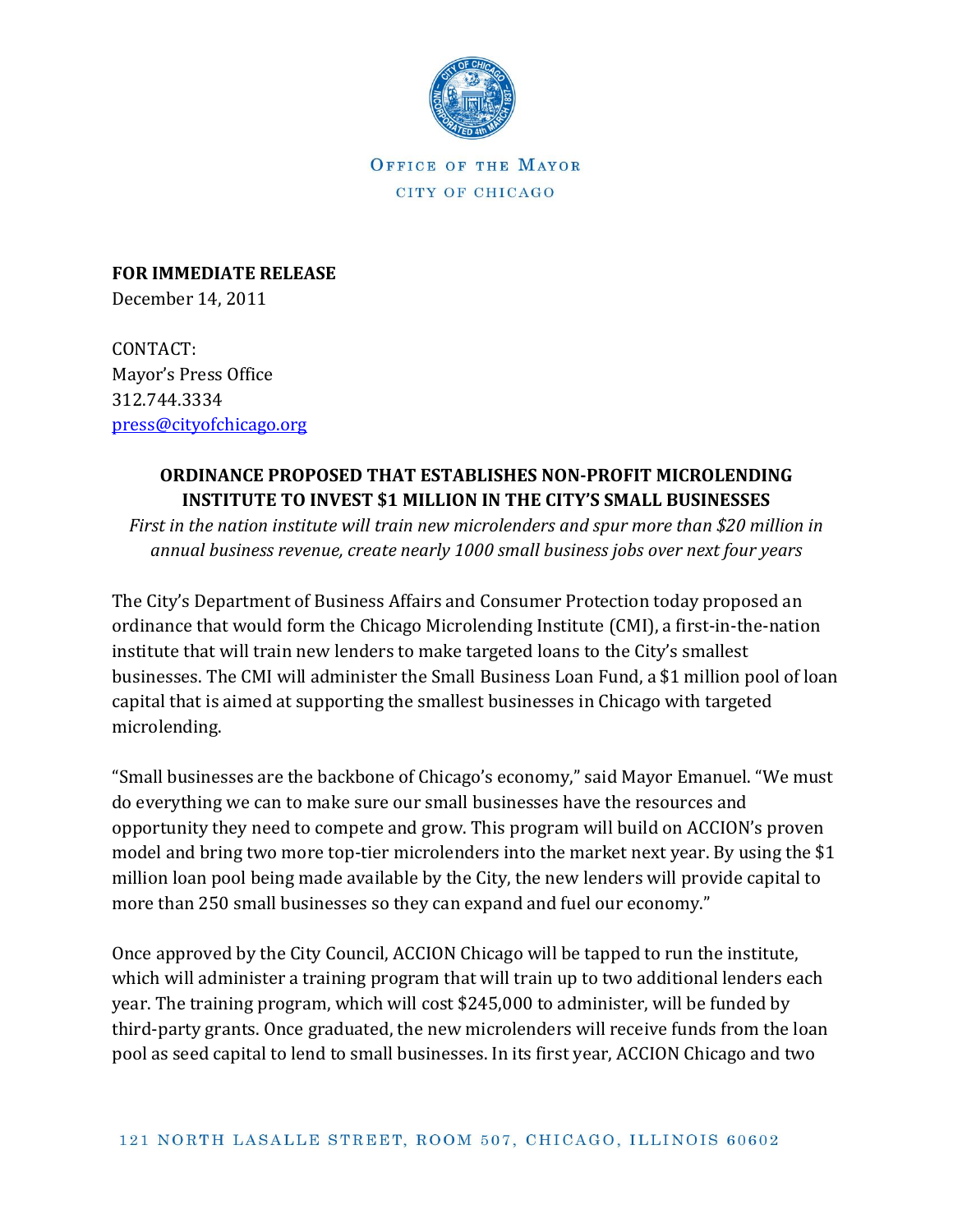OFFICE OF THE MAYOR

CITY OF CHICAGO

**FOR IMMEDIATE RELEASE**
December 14, 2011

CONTACT:
Mayor's Press Office
312.744.3334
press@cityofchicago.org

**ORDINANCE PROPOSED THAT ESTABLISHES NON-PROFIT MICROLENDING INSTITUTE TO INVEST $1 MILLION IN THE CITY'S SMALL BUSINESSES**

*First in the nation institute will train new microlenders and spur more than $20 million in annual business revenue, create nearly 1000 small business jobs over next four years*

The City's Department of Business Affairs and Consumer Protection today proposed an ordinance that would form the Chicago Microlending Institute (CMI), a first-in-the-nation institute that will train new lenders to make targeted loans to the City's smallest businesses. The CMI will administer the Small Business Loan Fund, a $1 million pool of loan capital that is aimed at supporting the smallest businesses in Chicago with targeted microlending.

"Small businesses are the backbone of Chicago's economy," said Mayor Emanuel. "We must do everything we can to make sure our small businesses have the resources and opportunity they need to compete and grow. This program will build on ACCION's proven model and bring two more top-tier microlenders into the market next year. By using the $1 million loan pool being made available by the City, the new lenders will provide capital to more than 250 small businesses so they can expand and fuel our economy."

Once approved by the City Council, ACCION Chicago will be tapped to run the institute, which will administer a training program that will train up to two additional lenders each year. The training program, which will cost $245,000 to administer, will be funded by third-party grants. Once graduated, the new microlenders will receive funds from the loan pool as seed capital to lend to small businesses. In its first year, ACCION Chicago and two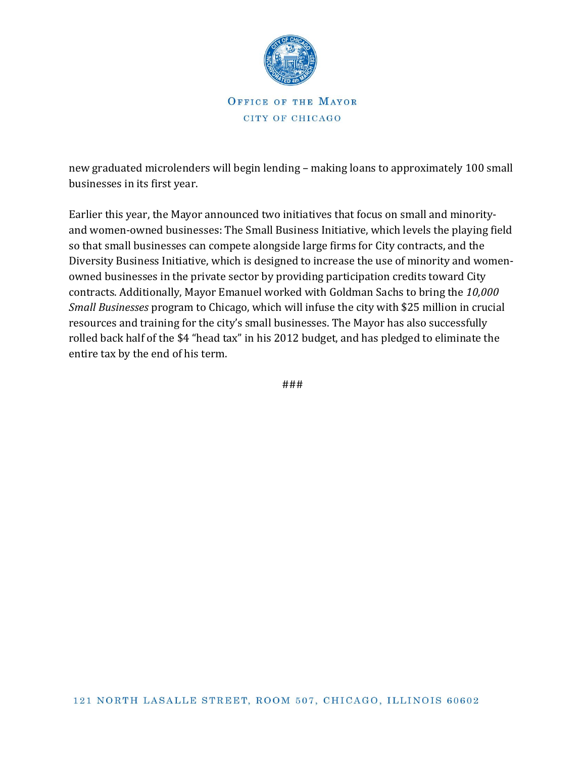new graduated microlenders will begin lending – making loans to approximately 100 small businesses in its first year.

Earlier this year, the Mayor announced two initiatives that focus on small and minority- and women-owned businesses: The Small Business Initiative, which levels the playing field so that small businesses can compete alongside large firms for City contracts, and the Diversity Business Initiative, which is designed to increase the use of minority and women-owned businesses in the private sector by providing participation credits toward City contracts. Additionally, Mayor Emanuel worked with Goldman Sachs to bring the *10,000 Small Businesses* program to Chicago, which will infuse the city with $25 million in crucial resources and training for the city's small businesses. The Mayor has also successfully rolled back half of the $4 "head tax" in his 2012 budget, and has pledged to eliminate the entire tax by the end of his term.

###